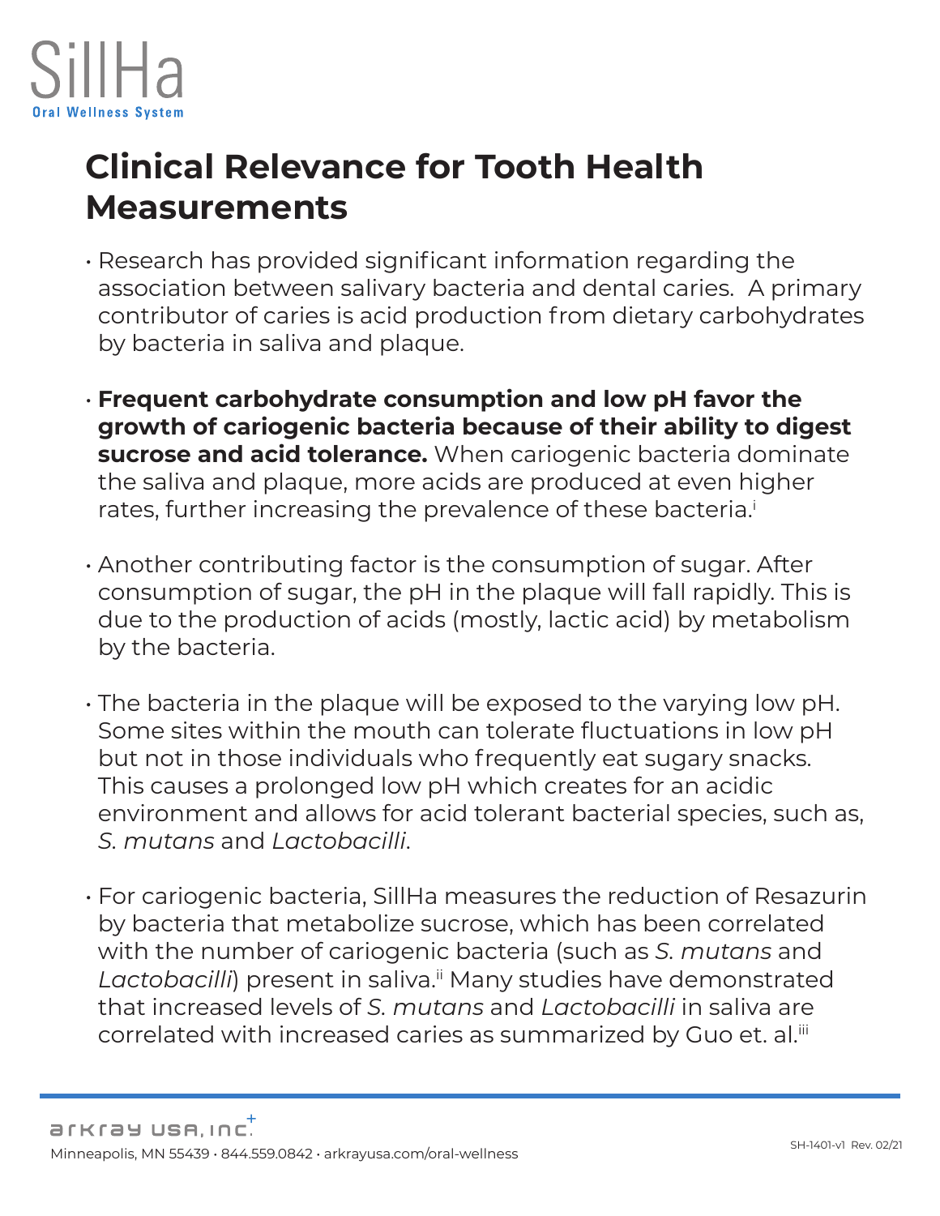SillHa
Oral Wellness System

# Clinical Relevance for Tooth Health Measurements

- Research has provided significant information regarding the association between salivary bacteria and dental caries.  A primary contributor of caries is acid production from dietary carbohydrates by bacteria in saliva and plaque.

- **Frequent carbohydrate consumption and low pH favor the growth of cariogenic bacteria because of their ability to digest sucrose and acid tolerance.** When cariogenic bacteria dominate the saliva and plaque, more acids are produced at even higher rates, further increasing the prevalence of these bacteria.[i]

- Another contributing factor is the consumption of sugar. After consumption of sugar, the pH in the plaque will fall rapidly. This is due to the production of acids (mostly, lactic acid) by metabolism by the bacteria.

- The bacteria in the plaque will be exposed to the varying low pH. Some sites within the mouth can tolerate fluctuations in low pH but not in those individuals who frequently eat sugary snacks. This causes a prolonged low pH which creates for an acidic environment and allows for acid tolerant bacterial species, such as, *S. mutans* and *Lactobacilli*.

- For cariogenic bacteria, SillHa measures the reduction of Resazurin by bacteria that metabolize sucrose, which has been correlated with the number of cariogenic bacteria (such as *S. mutans* and *Lactobacilli*) present in saliva.[ii] Many studies have demonstrated that increased levels of *S. mutans* and *Lactobacilli* in saliva are correlated with increased caries as summarized by Guo et. al.[iii]

arkray USA, Inc.
Minneapolis, MN 55439 • 844.559.0842 • arkrayusa.com/oral-wellness

SH-1401-v1 Rev. 02/21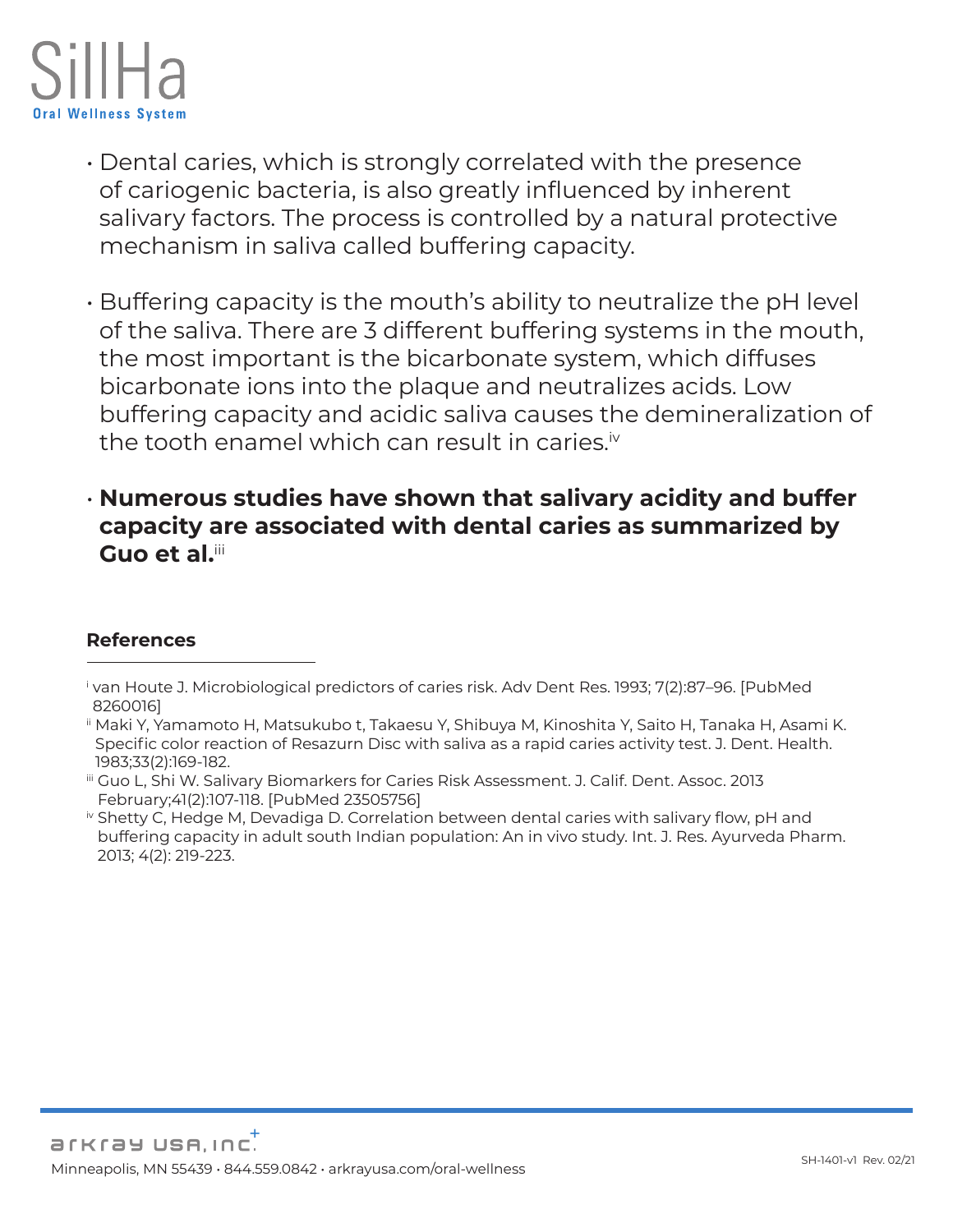- Dental caries, which is strongly correlated with the presence of cariogenic bacteria, is also greatly influenced by inherent salivary factors. The process is controlled by a natural protective mechanism in saliva called buffering capacity.

- Buffering capacity is the mouth's ability to neutralize the pH level of the saliva. There are 3 different buffering systems in the mouth, the most important is the bicarbonate system, which diffuses bicarbonate ions into the plaque and neutralizes acids. Low buffering capacity and acidic saliva causes the demineralization of the tooth enamel which can result in caries.[iv]

- **Numerous studies have shown that salivary acidity and buffer capacity are associated with dental caries as summarized by Guo et al.**[iii]

### References

[i] van Houte J. Microbiological predictors of caries risk. Adv Dent Res. 1993; 7(2):87–96. [PubMed 8260016]

[ii] Maki Y, Yamamoto H, Matsukubo t, Takaesu Y, Shibuya M, Kinoshita Y, Saito H, Tanaka H, Asami K. Specific color reaction of Resazurn Disc with saliva as a rapid caries activity test. J. Dent. Health. 1983;33(2):169-182.

[iii] Guo L, Shi W. Salivary Biomarkers for Caries Risk Assessment. J. Calif. Dent. Assoc. 2013 February;41(2):107-118. [PubMed 23505756]

[iv] Shetty C, Hedge M, Devadiga D. Correlation between dental caries with salivary flow, pH and buffering capacity in adult south Indian population: An in vivo study. Int. J. Res. Ayurveda Pharm. 2013; 4(2): 219-223.

arkray USA, Inc.

Minneapolis, MN 55439 • 844.559.0842 • arkrayusa.com/oral-wellness

SH-1401-v1 Rev. 02/21